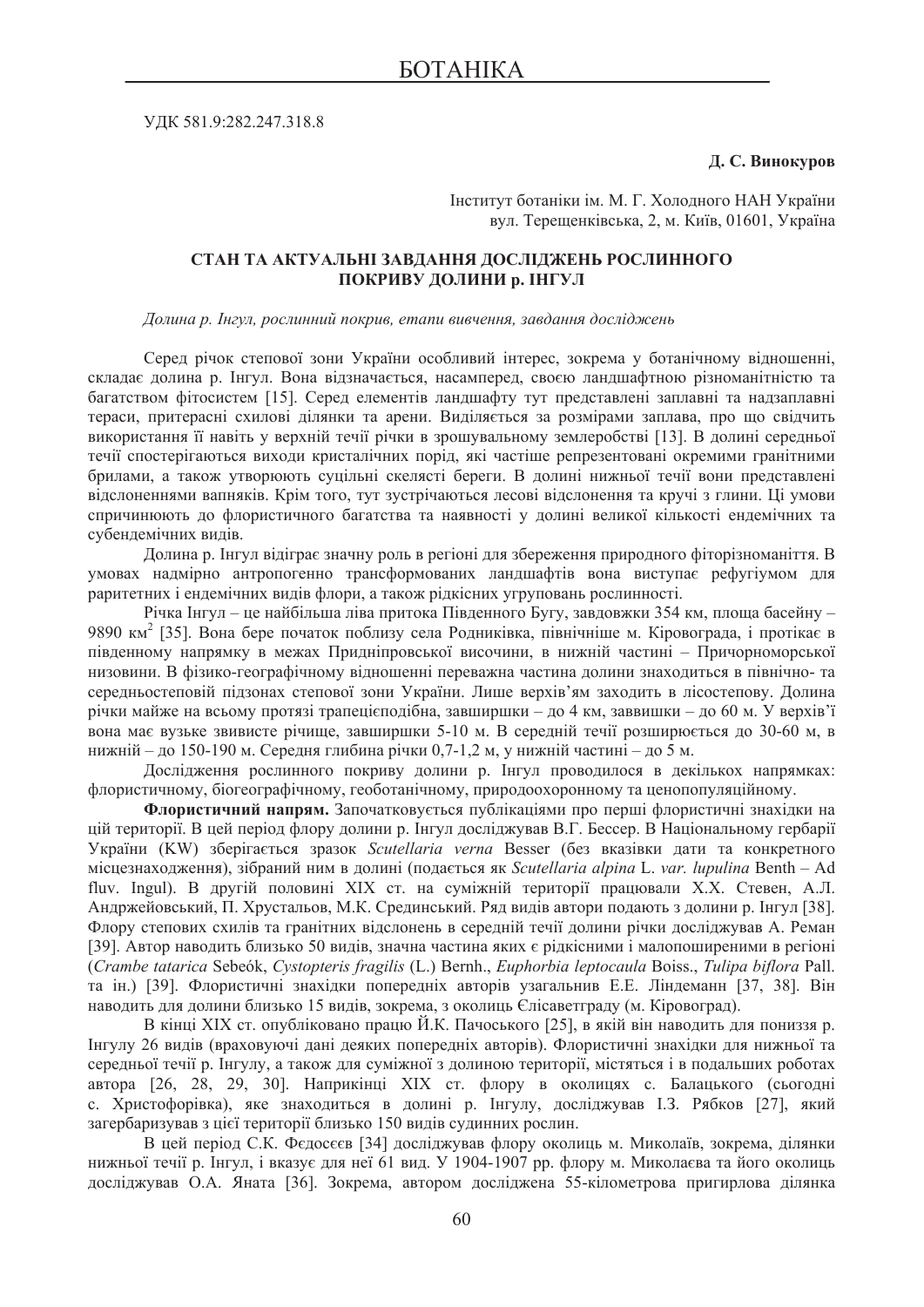# БОТАНІКА

УДК 581.9:282.247.318.8

**Д. С. Винокуров**

Інститут ботаніки ім. М. Г. Холодного НАН України
вул. Терещенківська, 2, м. Київ, 01601, Україна

## СТАН ТА АКТУАЛЬНІ ЗАВДАННЯ ДОСЛІДЖЕНЬ РОСЛИННОГО ПОКРИВУ ДОЛИНИ р. ІНГУЛ

*Долина р. Інгул, рослинний покрив, етапи вивчення, завдання досліджень*

Серед річок степової зони України особливий інтерес, зокрема у ботанічному відношенні, складає долина р. Інгул. Вона відзначається, насамперед, своєю ландшафтною різноманітністю та багатством фітосистем [15]. Серед елементів ландшафту тут представлені заплавні та надзаплавні тераси, притерасні схилові ділянки та арени. Виділяється за розмірами заплава, про що свідчить використання її навіть у верхній течії річки в зрошувальному землеробстві [13]. В долині середньої течії спостерігаються виходи кристалічних порід, які частіше репрезентовані окремими гранітними брилами, а також утворюють суцільні скелясті береги. В долині нижньої течії вони представлені відслоненнями вапняків. Крім того, тут зустрічаються лесові відслонення та кручі з глини. Ці умови спричинюють до флористичного багатства та наявності у долині великої кількості ендемічних та субендемічних видів.

Долина р. Інгул відіграє значну роль в регіоні для збереження природного фіторізноманіття. В умовах надмірно антропогенно трансформованих ландшафтів вона виступає рефугіумом для раритетних і ендемічних видів флори, а також рідкісних угруповань рослинності.

Річка Інгул – це найбільша ліва притока Південного Бугу, завдовжки 354 км, площа басейну – 9890 км$^2$ [35]. Вона бере початок поблизу села Родниківка, північніше м. Кіровограда, і протікає в південному напрямку в межах Придніпровської височини, в нижній частині – Причорноморської низовини. В фізико-географічному відношенні переважна частина долини знаходиться в північно- та середньостеповій підзонах степової зони України. Лише верхів'ям заходить в лісостепову. Долина річки майже на всьому протязі трапецієподібна, завширшки – до 4 км, заввишки – до 60 м. У верхів'ї вона має вузьке звивисте річище, завширшки 5-10 м. В середній течії розширюється до 30-60 м, в нижній – до 150-190 м. Середня глибина річки 0,7-1,2 м, у нижній частині – до 5 м.

Дослідження рослинного покриву долини р. Інгул проводилося в декількох напрямках: флористичному, біогеографічному, геоботанічному, природоохоронному та ценопопуляційному.

**Флористичний напрям.** Започатковується публікаціями про перші флористичні знахідки на цій території. В цей період флору долини р. Інгул досліджував В.Г. Бессер. В Національному гербарії України (KW) зберігається зразок *Scutellaria verna* Besser (без вказівки дати та конкретного місцезнаходження), зібраний ним в долині (подається як *Scutellaria alpina* L. *var. lupulina* Benth – Ad fluv. Ingul). В другій половині XIX ст. на суміжній території працювали Х.Х. Стевен, А.Л. Андржейовський, П. Хрустальов, М.К. Срединський. Ряд видів автори подають з долини р. Інгул [38]. Флору степових схилів та гранітних відслонень в середній течії долини річки досліджував А. Реман [39]. Автор наводить близько 50 видів, значна частина яких є рідкісними і малопоширеними в регіоні (*Crambe tatarica* Sebeók, *Cystopteris fragilis* (L.) Bernh., *Euphorbia leptocaula* Boiss., *Tulipa biflora* Pall. та ін.) [39]. Флористичні знахідки попередніх авторів узагальнив Е.Е. Ліндеманн [37, 38]. Він наводить для долини близько 15 видів, зокрема, з околиць Єлісаветграду (м. Кіровоград).

В кінці XIX ст. опубліковано працю Й.К. Пачоського [25], в якій він наводить для пониззя р. Інгулу 26 видів (враховуючі дані деяких попередніх авторів). Флористичні знахідки для нижньої та середньої течії р. Інгулу, а також для суміжної з долиною території, містяться і в подальших роботах автора [26, 28, 29, 30]. Наприкінці XIX ст. флору в околицях с. Балацького (сьогодні с. Христофорівка), яке знаходиться в долині р. Інгулу, досліджував І.З. Рябков [27], який загербаризував з цієї території близько 150 видів судинних рослин.

В цей період С.К. Фєдосєєв [34] досліджував флору околиць м. Миколаїв, зокрема, ділянки нижньої течії р. Інгул, і вказує для неї 61 вид. У 1904-1907 рр. флору м. Миколаєва та його околиць досліджував О.А. Яната [36]. Зокрема, автором досліджена 55-кілометрова пригирлова ділянка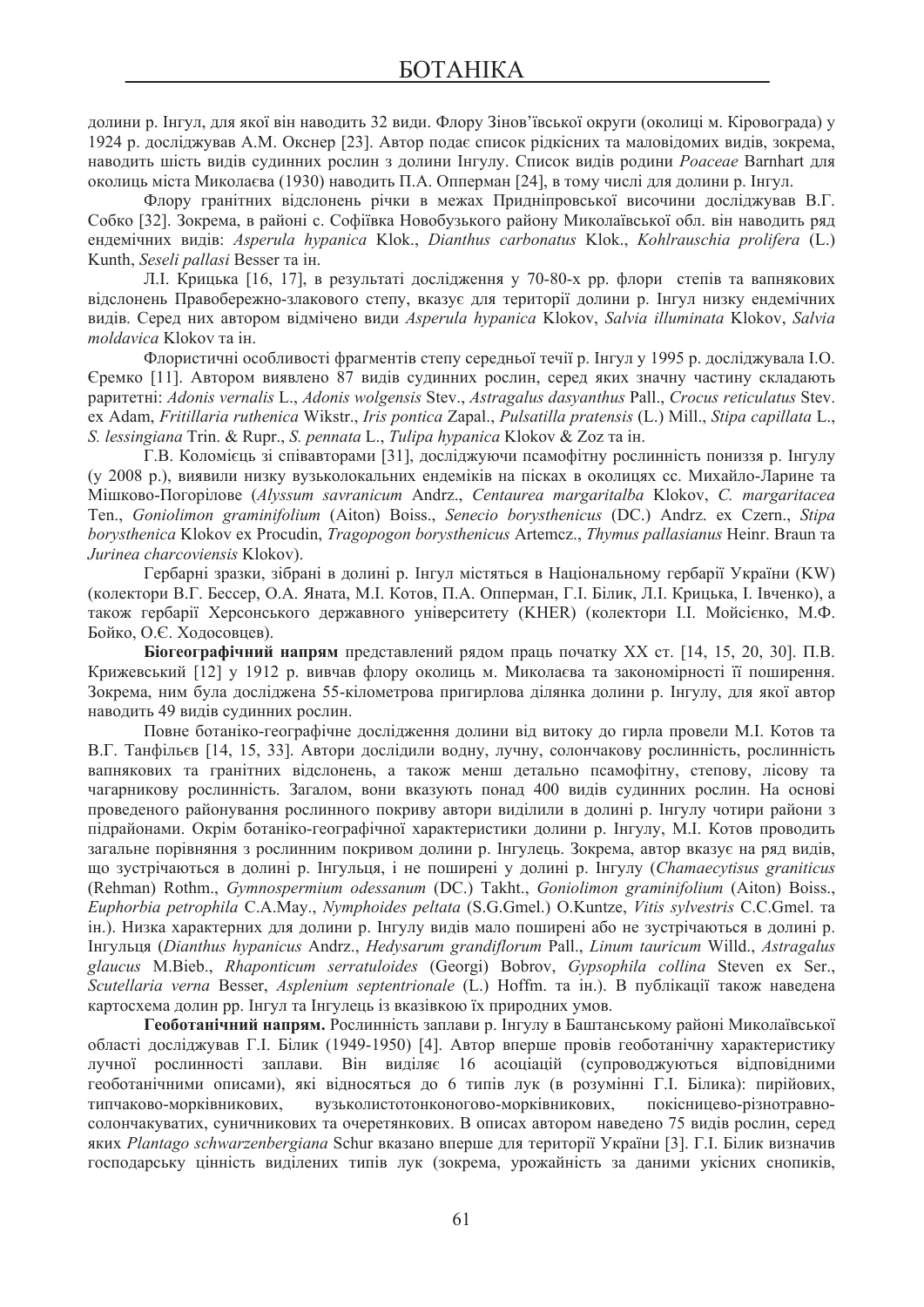долини р. Інгул, для якої він наводить 32 види. Флору Зінов'ївської округи (околиці м. Кіровограда) у 1924 р. досліджував А.М. Окснер [23]. Автор подає список рідкісних та маловідомих видів, зокрема, наводить шість видів судинних рослин з долини Інгулу. Список видів родини *Poaceae* Barnhart для околиць міста Миколаєва (1930) наводить П.А. Опперман [24], в тому числі для долини р. Інгул.

Флору гранітних відслонень річки в межах Придніпровської височини досліджував В.Г. Собко [32]. Зокрема, в районі с. Софіївка Новобузького району Миколаївської обл. він наводить ряд ендемічних видів: *Asperula hypanica* Klok., *Dianthus carbonatus* Klok., *Kohlrauschia prolifera* (L.) Kunth, *Seseli pallasi* Besser та ін.

Л.І. Крицька [16, 17], в результаті дослідження у 70-80-х рр. флори степів та вапнякових відслонень Правобережно-злакового степу, вказує для території долини р. Інгул низку ендемічних видів. Серед них автором відмічено види *Asperula hypanica* Klokov, *Salvia illuminata* Klokov, *Salvia moldavica* Klokov та ін.

Флористичні особливості фрагментів степу середньої течії р. Інгул у 1995 р. досліджувала І.О. Єремко [11]. Автором виявлено 87 видів судинних рослин, серед яких значну частину складають раритетні: *Adonis vernalis* L., *Adonis wolgensis* Stev., *Astragalus dasyanthus* Pall., *Crocus reticulatus* Stev. ex Adam, *Fritillaria ruthenica* Wikstr., *Iris pontica* Zapal., *Pulsatilla pratensis* (L.) Mill., *Stipa capillata* L., *S. lessingiana* Trin. & Rupr., *S. pennata* L., *Tulipa hypanica* Klokov & Zoz та ін.

Г.В. Коломієць зі співавторами [31], досліджуючи псамофітну рослинність пониззя р. Інгулу (у 2008 р.), виявили низку вузьколокальних ендеміків на пісках в околицях сс. Михайло-Ларине та Мішково-Погорілове (*Alyssum savranicum* Andrz., *Centaurea margaritalba* Klokov, *C. margaritacea* Ten., *Goniolimon graminifolium* (Aiton) Boiss., *Senecio borysthenicus* (DC.) Andrz. ex Czern., *Stipa borysthenica* Klokov ex Procudin, *Tragopogon borysthenicus* Artemcz., *Thymus pallasianus* Heinr. Braun та *Jurinea charcoviensis* Klokov).

Гербарні зразки, зібрані в долині р. Інгул містяться в Національному гербарії України (KW) (колектори В.Г. Бессер, О.А. Яната, М.І. Котов, П.А. Опперман, Г.І. Білик, Л.І. Крицька, І. Івченко), а також гербарії Херсонського державного університету (KHER) (колектори І.І. Мойсієнко, М.Ф. Бойко, О.Є. Ходосовцев).

**Біогеографічний напрям** представлений рядом праць початку XX ст. [14, 15, 20, 30]. П.В. Крижевський [12] у 1912 р. вивчав флору околиць м. Миколаєва та закономірності її поширення. Зокрема, ним була досліджена 55-кілометрова пригирлова ділянка долини р. Інгулу, для якої автор наводить 49 видів судинних рослин.

Повне ботаніко-географічне дослідження долини від витоку до гирла провели М.І. Котов та В.Г. Танфільєв [14, 15, 33]. Автори дослідили водну, лучну, солончакову рослинність, рослинність вапнякових та гранітних відслонень, а також менш детально псамофітну, степову, лісову та чагарникову рослинність. Загалом, вони вказують понад 400 видів судинних рослин. На основі проведеного районування рослинного покриву автори виділили в долині р. Інгулу чотири райони з підрайонами. Окрім ботаніко-географічної характеристики долини р. Інгулу, М.І. Котов проводить загальне порівняння з рослинним покривом долини р. Інгулець. Зокрема, автор вказує на ряд видів, що зустрічаються в долині р. Інгульця, і не поширені у долині р. Інгулу (*Chamaecytisus graniticus* (Rehman) Rothm., *Gymnospermium odessanum* (DC.) Takht., *Goniolimon graminifolium* (Aiton) Boiss., *Euphorbia petrophila* C.A.May., *Nymphoides peltata* (S.G.Gmel.) O.Kuntze, *Vitis sylvestris* C.C.Gmel. та ін.). Низка характерних для долини р. Інгулу видів мало поширені або не зустрічаються в долині р. Інгульця (*Dianthus hypanicus* Andrz., *Hedysarum grandiflorum* Pall., *Linum tauricum* Willd., *Astragalus glaucus* M.Bieb., *Rhaponticum serratuloides* (Georgi) Bobrov, *Gypsophila collina* Steven ex Ser., *Scutellaria verna* Besser, *Asplenium septentrionale* (L.) Hoffm. та ін.). В публікації також наведена картосхема долин рр. Інгул та Інгулець із вказівкою їх природних умов.

**Геоботанічний напрям.** Рослинність заплави р. Інгулу в Баштанському районі Миколаївської області досліджував Г.І. Білик (1949-1950) [4]. Автор вперше провів геоботанічну характеристику лучної рослинності заплави. Він виділяє 16 асоціацій (супроводжуються відповідними геоботанічними описами), які відносяться до 6 типів лук (в розумінні Г.І. Білика): пирійових, типчаково-морківникових, вузьколистотонконогово-морківникових, покісницево-різнотравно-солончакуватих, суничникових та очеретянкових. В описах автором наведено 75 видів рослин, серед яких *Plantago schwarzenbergiana* Schur вказано вперше для території України [3]. Г.І. Білик визначив господарську цінність виділених типів лук (зокрема, урожайність за даними укісних снопиків,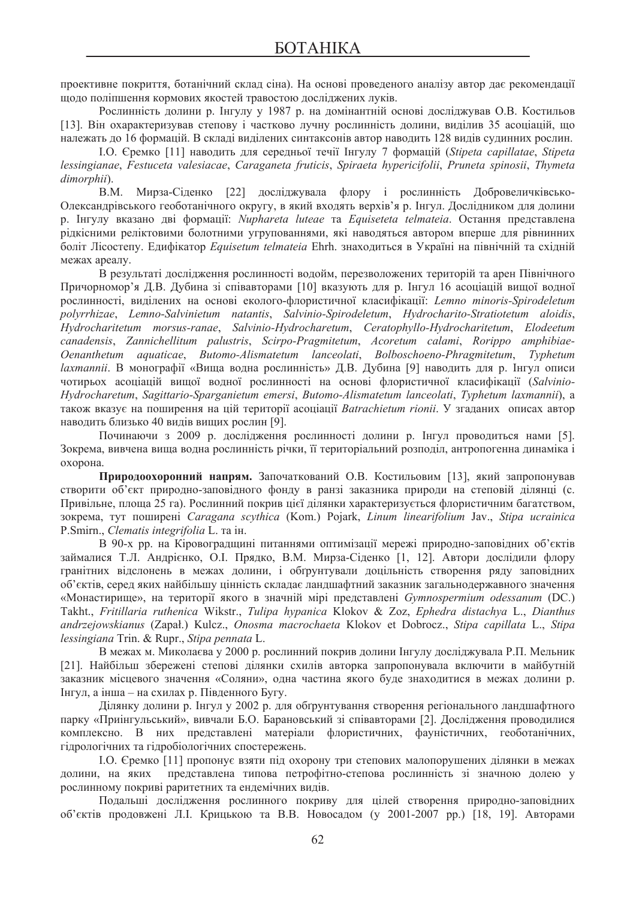проективне покриття, ботанічний склад сіна). На основі проведеного аналізу автор дає рекомендації щодо поліпшення кормових якостей травостою досліджених луків.

Рослинність долини р. Інгулу у 1987 р. на домінантній основі досліджував О.В. Костильов [13]. Він охарактеризував степову і частково лучну рослинність долини, виділив 35 асоціацій, що належать до 16 формацій. В складі виділених синтаксонів автор наводить 128 видів судинних рослин.

І.О. Єремко [11] наводить для середньої течії Інгулу 7 формацій (*Stipeta capillatae*, *Stipeta lessingianae*, *Festuceta valesiacae*, *Caraganeta fruticis*, *Spiraeta hypericifolii*, *Pruneta spinosii*, *Thymeta dimorphii*).

В.М. Мирза-Сіденко [22] досліджувала флору і рослинність Добровеличківсько-Олександрівського геоботанічного округу, в який входять верхів'я р. Інгул. Дослідником для долини р. Інгулу вказано дві формації: *Nuphareta luteae* та *Equiseteta telmateia*. Остання представлена рідкісними реліктовими болотними угрупованнями, які наводяться автором вперше для рівнинних боліт Лісостепу. Едифікатор *Equisetum telmateia* Ehrh. знаходиться в Україні на північній та східній межах ареалу.

В результаті дослідження рослинності водойм, перезволожених територій та арен Північного Причорномор'я Д.В. Дубина зі співавторами [10] вказують для р. Інгул 16 асоціацій вищої водної рослинності, виділених на основі еколого-флористичної класифікації: *Lemno minoris-Spirodeletum polyrrhizae*, *Lemno-Salvinietum natantis*, *Salvinio-Spirodeletum*, *Hydrocharito-Stratiotetum aloidis*, *Hydrocharitetum morsus-ranae*, *Salvinio-Hydrocharetum*, *Ceratophyllo-Hydrocharitetum*, *Elodeetum canadensis*, *Zannichellitum palustris*, *Scirpo-Pragmitetum*, *Acoretum calami*, *Rorippo amphibiae-Oenanthetum aquaticae*, *Butomo-Alismatetum lanceolati*, *Bolboschoeno-Phragmitetum*, *Typhetum laxmannii*. В монографії «Вища водна рослинність» Д.В. Дубина [9] наводить для р. Інгул описи чотирьох асоціацій вищої водної рослинності на основі флористичної класифікації (*Salvinio-Hydrocharetum*, *Sagittario-Sparganietum emersi*, *Butomo-Alismatetum lanceolati*, *Typhetum laxmannii*), а також вказує на поширення на цій території асоціації *Batrachietum rionii*. У згаданих описах автор наводить близько 40 видів вищих рослин [9].

Починаючи з 2009 р. дослідження рослинності долини р. Інгул проводиться нами [5]. Зокрема, вивчена вища водна рослинність річки, її територіальний розподіл, антропогенна динаміка і охорона.

**Природоохоронний напрям.** Започаткований О.В. Костильовим [13], який запропонував створити об'єкт природно-заповідного фонду в ранзі заказника природи на степовій ділянці (с. Привільне, площа 25 га). Рослинний покрив цієї ділянки характеризується флористичним багатством, зокрема, тут поширені *Caragana scythica* (Kom.) Pojark, *Linum linearifolium* Jav., *Stipa ucrainica* P.Smirn., *Clematis integrifolia* L. та ін.

В 90-х рр. на Кіровоградщині питаннями оптимізації мережі природно-заповідних об'єктів займалися Т.Л. Андрієнко, О.І. Прядко, В.М. Мирза-Сіденко [1, 12]. Автори дослідили флору гранітних відслонень в межах долини, і обґрунтували доцільність створення ряду заповідних об'єктів, серед яких найбільшу цінність складає ландшафтний заказник загальнодержавного значення «Монастирище», на території якого в значній мірі представлені *Gymnospermium odessanum* (DC.) Takht., *Fritillaria ruthenica* Wikstr., *Tulipa hypanica* Klokov & Zoz, *Ephedra distachya* L., *Dianthus andrzejowskianus* (Zapał.) Kulcz., *Onosma macrochaeta* Klokov et Dobrocz., *Stipa capillata* L., *Stipa lessingiana* Trin. & Rupr., *Stipa pennata* L.

В межах м. Миколаєва у 2000 р. рослинний покрив долини Інгулу досліджувала Р.П. Мельник [21]. Найбільш збережені степові ділянки схилів авторка запропонувала включити в майбутній заказник місцевого значення «Соляни», одна частина якого буде знаходитися в межах долини р. Інгул, а інша – на схилах р. Південного Бугу.

Ділянку долини р. Інгул у 2002 р. для обґрунтування створення регіонального ландшафтного парку «Приінгульський», вивчали Б.О. Барановський зі співавторами [2]. Дослідження проводилися комплексно. В них представлені матеріали флористичних, фауністичних, геоботанічних, гідрологічних та гідробіологічних спостережень.

І.О. Єремко [11] пропонує взяти під охорону три степових малопорушених ділянки в межах долини, на яких представлена типова петрофітно-степова рослинність зі значною долею у рослинному покриві раритетних та ендемічних видів.

Подальші дослідження рослинного покриву для цілей створення природно-заповідних об'єктів продовжені Л.І. Крицькою та В.В. Новосадом (у 2001-2007 рр.) [18, 19]. Авторами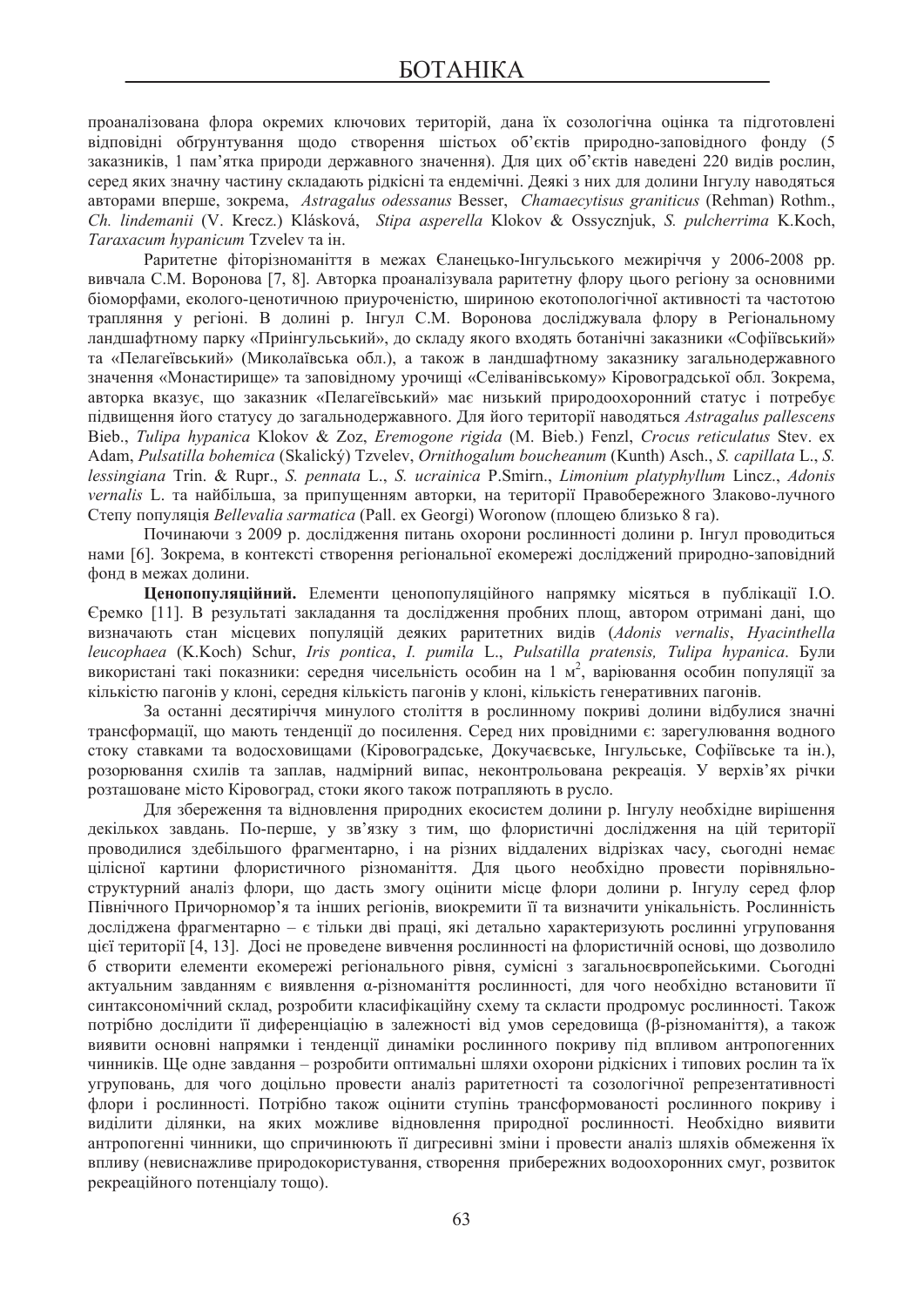проаналізована флора окремих ключових територій, дана їх созологічна оцінка та підготовлені відповідні обгрунтування щодо створення шістьох об'єктів природно-заповідного фонду (5 заказників, 1 пам'ятка природи державного значення). Для цих об'єктів наведені 220 видів рослин, серед яких значну частину складають рідкісні та ендемічні. Деякі з них для долини Інгулу наводяться авторами вперше, зокрема, *Astragalus odessanus* Besser, *Chamaecytisus graniticus* (Rehman) Rothm., *Ch. lindemanii* (V. Krecz.) Klásková, *Stipa asperella* Klokov & Ossycznjuk, *S. pulcherrima* K.Koch, *Taraxacum hypanicum* Tzvelev та ін.

Раритетне фіторізноманіття в межах Єланецько-Інгульського межиріччя у 2006-2008 рр. вивчала С.М. Воронова [7, 8]. Авторка проаналізувала раритетну флору цього регіону за основними біоморфами, еколого-ценотичною приуроченістю, шириною екотопологічної активності та частотою трапляння у регіоні. В долині р. Інгул С.М. Воронова досліджувала флору в Регіональному ландшафтному парку «Приінгульський», до складу якого входять ботанічні заказники «Софіївський» та «Пелагеївський» (Миколаївська обл.), а також в ландшафтному заказнику загальнодержавного значення «Монастирище» та заповідному урочищі «Селіванівському» Кіровоградської обл. Зокрема, авторка вказує, що заказник «Пелагеївський» має низький природоохоронний статус і потребує підвищення його статусу до загальнодержавного. Для його території наводяться *Astragalus pallescens* Bieb., *Tulipa hypanica* Klokov & Zoz, *Eremogone rigida* (M. Bieb.) Fenzl, *Crocus reticulatus* Stev. ex Adam, *Pulsatilla bohemica* (Skalický) Tzvelev, *Ornithogalum boucheanum* (Kunth) Asch., *S. capillata* L., *S. lessingiana* Trin. & Rupr., *S. pennata* L., *S. ucrainica* P.Smirn., *Limonium platyphyllum* Lincz., *Adonis vernalis* L. та найбільша, за припущенням авторки, на території Правобережного Злаково-лучного Степу популяція *Bellevalia sarmatica* (Pall. ex Georgi) Woronow (площею близько 8 га).

Починаючи з 2009 р. дослідження питань охорони рослинності долини р. Інгул проводиться нами [6]. Зокрема, в контексті створення регіональної екомережі досліджений природно-заповідний фонд в межах долини.

**Ценопопуляційний.** Елементи ценопопуляційного напрямку місяться в публікації І.О. Єремко [11]. В результаті закладання та дослідження пробних площ, автором отримані дані, що визначають стан місцевих популяцій деяких раритетних видів (*Adonis vernalis*, *Hyacinthella leucophaea* (K.Koch) Schur, *Iris pontica*, *I. pumila* L., *Pulsatilla pratensis, Tulipa hypanica*. Були використані такі показники: середня чисельність особин на 1 м$^2$, варіювання особин популяції за кількістю пагонів у клоні, середня кількість пагонів у клоні, кількість генеративних пагонів.

За останні десятиріччя минулого століття в рослинному покриві долини відбулися значні трансформації, що мають тенденції до посилення. Серед них провідними є: зарегулювання водного стоку ставками та водосховищами (Кіровоградське, Докучаєвське, Інгульське, Софіївське та ін.), розорювання схилів та заплав, надмірний випас, неконтрольована рекреація. У верхів'ях річки розташоване місто Кіровоград, стоки якого також потрапляють в русло.

Для збереження та відновлення природних екосистем долини р. Інгулу необхідне вирішення декількох завдань. По-перше, у зв'язку з тим, що флористичні дослідження на цій території проводилися здебільшого фрагментарно, і на різних віддалених відрізках часу, сьогодні немає цілісної картини флористичного різноманіття. Для цього необхідно провести порівняльно-структурний аналіз флори, що дасть змогу оцінити місце флори долини р. Інгулу серед флор Північного Причорномор'я та інших регіонів, виокремити її та визначити унікальність. Рослинність досліджена фрагментарно – є тільки дві праці, які детально характеризують рослинні угруповання цієї території [4, 13]. Досі не проведене вивчення рослинності на флористичній основі, що дозволило б створити елементи екомережі регіонального рівня, сумісні з загальноєвропейськими. Сьогодні актуальним завданням є виявлення α-різноманіття рослинності, для чого необхідно встановити її синтаксономічний склад, розробити класифікаційну схему та скласти продромус рослинності. Також потрібно дослідити її диференціацію в залежності від умов середовища (β-різноманіття), а також виявити основні напрямки і тенденції динаміки рослинного покриву під впливом антропогенних чинників. Ще одне завдання – розробити оптимальні шляхи охорони рідкісних і типових рослин та їх угруповань, для чого доцільно провести аналіз раритетності та созологічної репрезентативності флори і рослинності. Потрібно також оцінити ступінь трансформованості рослинного покриву і виділити ділянки, на яких можливе відновлення природної рослинності. Необхідно виявити антропогенні чинники, що спричинюють її дигресивні зміни і провести аналіз шляхів обмеження їх впливу (невиснажливе природокористування, створення прибережних водоохоронних смуг, розвиток рекреаційного потенціалу тощо).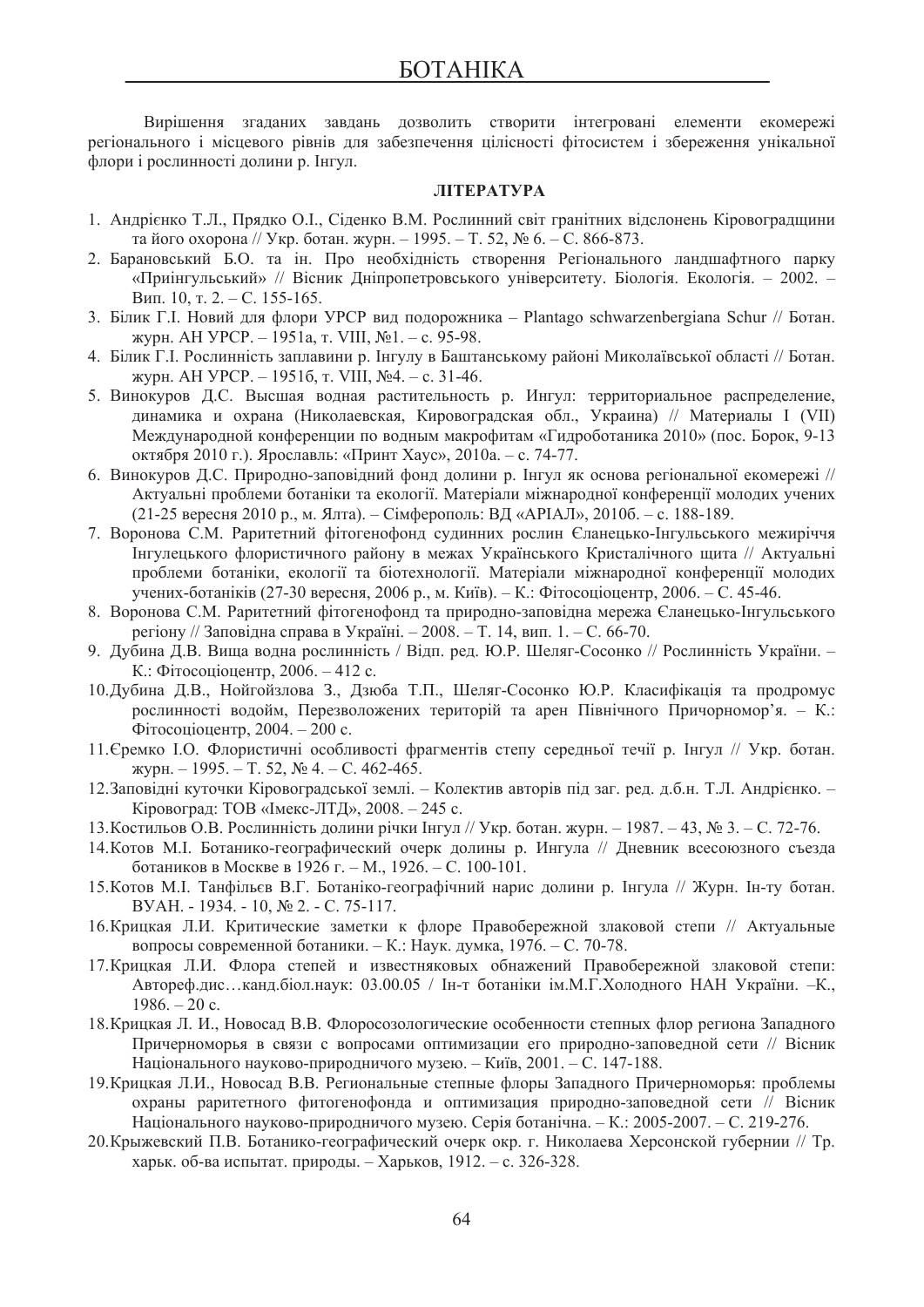Вирішення згаданих завдань дозволить створити інтегровані елементи екомережі регіонального і місцевого рівнів для забезпечення цілісності фітосистем і збереження унікальної флори і рослинності долини р. Інгул.

### ЛІТЕРАТУРА

1. Андрієнко Т.Л., Прядко О.І., Сіденко В.М. Рослинний світ гранітних відслонень Кіровоградщини та його охорона // Укр. ботан. журн. – 1995. – Т. 52, № 6. – С. 866-873.
2. Барановський Б.О. та ін. Про необхідність створення Регіонального ландшафтного парку «Приінгульський» // Вісник Дніпропетровського університету. Біологія. Екологія. – 2002. – Вип. 10, т. 2. – С. 155-165.
3. Білик Г.І. Новий для флори УРСР вид подорожника – Plantago schwarzenbergiana Schur // Ботан. журн. АН УРСР. – 1951а, т. VIII, №1. – с. 95-98.
4. Білик Г.І. Рослинність заплавини р. Інгулу в Баштанському районі Миколаївської області // Ботан. журн. АН УРСР. – 1951б, т. VIII, №4. – с. 31-46.
5. Винокуров Д.С. Высшая водная растительность р. Ингул: территориальное распределение, динамика и охрана (Николаевская, Кировоградская обл., Украина) // Материалы I (VII) Международной конференции по водным макрофитам «Гидроботаника 2010» (пос. Борок, 9-13 октября 2010 г.). Ярославль: «Принт Хаус», 2010а. – с. 74-77.
6. Винокуров Д.С. Природно-заповідний фонд долини р. Інгул як основа регіональної екомережі // Актуальні проблеми ботаніки та екології. Матеріали міжнародної конференції молодих учених (21-25 вересня 2010 р., м. Ялта). – Сімферополь: ВД «АРІАЛ», 2010б. – с. 188-189.
7. Воронова С.М. Раритетний фітогенофонд судинних рослин Єланецько-Інгульського межиріччя Інгулецького флористичного району в межах Українського Кристалічного щита // Актуальні проблеми ботаніки, екології та біотехнології. Матеріали міжнародної конференції молодих учених-ботаніків (27-30 вересня, 2006 р., м. Київ). – К.: Фітосоціоцентр, 2006. – С. 45-46.
8. Воронова С.М. Раритетний фітогенофонд та природно-заповідна мережа Єланецько-Інгульського регіону // Заповідна справа в Україні. – 2008. – Т. 14, вип. 1. – С. 66-70.
9. Дубина Д.В. Вища водна рослинність / Відп. ред. Ю.Р. Шеляг-Сосонко // Рослинність України. – К.: Фітосоціоцентр, 2006. – 412 с.
10. Дубина Д.В., Нойгойзлова З., Дзюба Т.П., Шеляг-Сосонко Ю.Р. Класифікація та продромус рослинності водойм, Перезволожених територій та арен Північного Причорномор'я. – К.: Фітосоціоцентр, 2004. – 200 с.
11. Єремко І.О. Флористичні особливості фрагментів степу середньої течії р. Інгул // Укр. ботан. журн. – 1995. – Т. 52, № 4. – С. 462-465.
12. Заповідні куточки Кіровоградської землі. – Колектив авторів під заг. ред. д.б.н. Т.Л. Андрієнко. – Кіровоград: ТОВ «Імекс-ЛТД», 2008. – 245 с.
13. Костильов О.В. Рослинність долини річки Інгул // Укр. ботан. журн. – 1987. – 43, № 3. – С. 72-76.
14. Котов М.І. Ботанико-географический очерк долины р. Ингула // Дневник всесоюзного съезда ботаников в Москве в 1926 г. – М., 1926. – С. 100-101.
15. Котов М.І. Танфільєв В.Г. Ботаніко-географічний нарис долини р. Інгула // Журн. Ін-ту ботан. ВУАН. - 1934. - 10, № 2. - С. 75-117.
16. Крицкая Л.И. Критические заметки к флоре Правобережной злаковой степи // Актуальные вопросы современной ботаники. – К.: Наук. думка, 1976. – С. 70-78.
17. Крицкая Л.И. Флора степей и известняковых обнажений Правобережной злаковой степи: Автореф.дис…канд.біол.наук: 03.00.05 / Ін-т ботаніки ім.М.Г.Холодного НАН України. –К., 1986. – 20 с.
18. Крицкая Л. И., Новосад В.В. Флоросозологические особенности степных флор региона Западного Причерноморья в связи с вопросами оптимизации его природно-заповедной сети // Вісник Національного науково-природничого музею. – Київ, 2001. – С. 147-188.
19. Крицкая Л.И., Новосад В.В. Региональные степные флоры Западного Причерноморья: проблемы охраны раритетного фитогенофонда и оптимизация природно-заповедной сети // Вісник Національного науково-природничого музею. Серія ботанічна. – К.: 2005-2007. – С. 219-276.
20. Крыжевский П.В. Ботанико-географический очерк окр. г. Николаева Херсонской губернии // Тр. харьк. об-ва испытат. природы. – Харьков, 1912. – с. 326-328.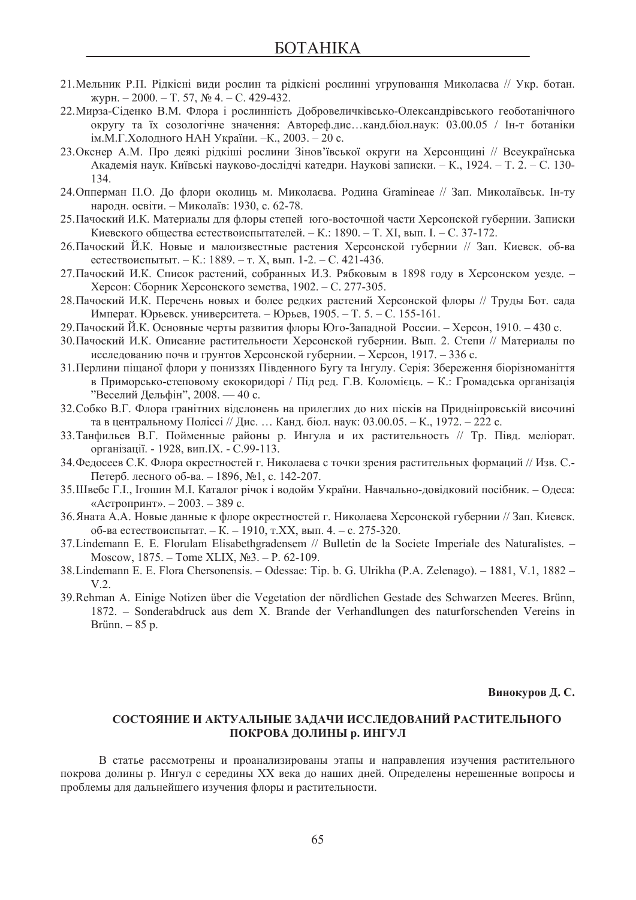21. Мельник Р.П. Рідкісні види рослин та рідкісні рослинні угруповання Миколаєва // Укр. ботан. журн. – 2000. – Т. 57, № 4. – С. 429-432.
22. Мирза-Сіденко В.М. Флора і рослинність Добровеличківсько-Олександрівського геоботанічного округу та їх созологічне значення: Автореф.дис…канд.біол.наук: 03.00.05 / Ін-т ботаніки ім.М.Г.Холодного НАН України. –К., 2003. – 20 с.
23. Окснер А.М. Про деякі рідкіші рослини Зінов'їївської округи на Херсонщині // Всеукраїнська Академія наук. Київські науково-дослідчі катедри. Наукові записки. – К., 1924. – Т. 2. – С. 130-134.
24. Опперман П.О. До флори околиць м. Миколаєва. Родина Gramineae // Зап. Миколаївськ. Ін-ту народн. освіти. – Миколаїв: 1930, с. 62-78.
25. Пачоский И.К. Материалы для флоры степей юго-восточной части Херсонской губернии. Записки Киевского общества естествоиспытателей. – К.: 1890. – Т. XI, вып. I. – С. 37-172.
26. Пачоский Й.К. Новые и малоизвестные растения Херсонской губернии // Зап. Киевск. об-ва естествоиспытыт. – К.: 1889. – т. X, вып. 1-2. – С. 421-436.
27. Пачоский И.К. Список растений, собранных И.З. Рябковым в 1898 году в Херсонском уезде. – Херсон: Сборник Херсонского земства, 1902. – С. 277-305.
28. Пачоский И.К. Перечень новых и более редких растений Херсонской флоры // Труды Бот. сада Императ. Юрьевск. университета. – Юрьев, 1905. – Т. 5. – С. 155-161.
29. Пачоский Й.К. Основные черты развития флоры Юго-Западной России. – Херсон, 1910. – 430 с.
30. Пачоский И.К. Описание растительности Херсонской губернии. Вып. 2. Степи // Материалы по исследованию почв и грунтов Херсонской губернии. – Херсон, 1917. – 336 с.
31. Перлини піщаної флори у пониззях Південного Бугу та Інгулу. Серія: Збереження біорізноманіття в Приморсько-степовому екокоридорі / Під ред. Г.В. Коломієць. – К.: Громадська організація "Веселий Дельфін", 2008. — 40 с.
32. Собко В.Г. Флора гранітних відслонень на прилеглих до них пісків на Придніпровській височині та в центральному Поліссі // Дис. … Канд. біол. наук: 03.00.05. – К., 1972. – 222 с.
33. Танфильев В.Г. Пойменные районы р. Ингула и их растительность // Тр. Півд. меліорат. організації. - 1928, вип.IX. - С.99-113.
34. Федосеев С.К. Флора окрестностей г. Николаева с точки зрения растительных формаций // Изв. С.-Петерб. лесного об-ва. – 1896, №1, с. 142-207.
35. Швебс Г.І., Ігошин М.І. Каталог річок і водойм України. Навчально-довідковий посібник. – Одеса: «Астропринт». – 2003. – 389 с.
36. Яната А.А. Новые данные к флоре окрестностей г. Николаева Херсонской губернии // Зап. Киевск. об-ва естествоиспытат. – К. – 1910, т.XX, вып. 4. – с. 275-320.
37. Lindemann E. E. Florulam Elisabethgradensem // Bulletin de la Societe Imperiale des Naturalistes. – Moscow, 1875. – Tome XLIX, №3. – P. 62-109.
38. Lindemann E. E. Flora Chersonensis. – Odessae: Tip. b. G. Ulrikha (P.A. Zelenago). – 1881, V.1, 1882 – V.2.
39. Rehman A. Einige Notizen über die Vegetation der nördlichen Gestade des Schwarzen Meeres. Brünn, 1872. – Sonderabdruck aus dem X. Brande der Verhandlungen des naturforschenden Vereins in Brünn. – 85 p.

**Винокуров Д. С.**

## СОСТОЯНИЕ И АКТУАЛЬНЫЕ ЗАДАЧИ ИССЛЕДОВАНИЙ РАСТИТЕЛЬНОГО ПОКРОВА ДОЛИНЫ р. ИНГУЛ

В статье рассмотрены и проанализированы этапы и направления изучения растительного покрова долины р. Ингул с середины XX века до наших дней. Определены нерешенные вопросы и проблемы для дальнейшего изучения флоры и растительности.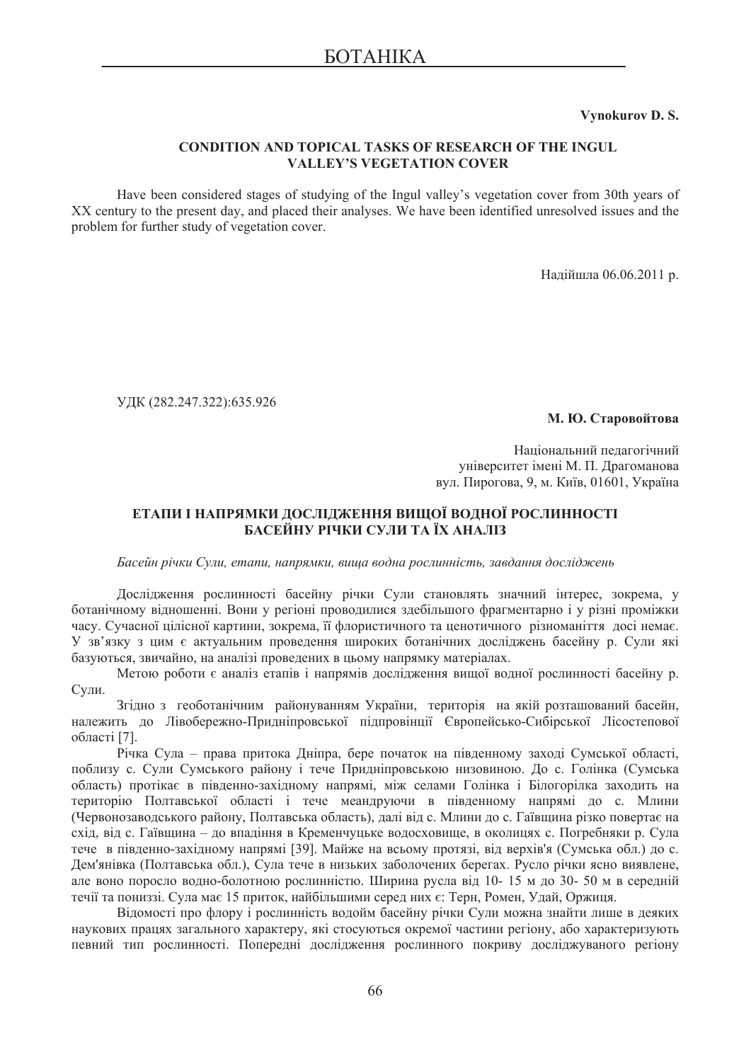**Vynokurov D. S.**

**CONDITION AND TOPICAL TASKS OF RESEARCH OF THE INGUL VALLEY'S VEGETATION COVER**

Have been considered stages of studying of the Ingul valley's vegetation cover from 30th years of XX century to the present day, and placed their analyses. We have been identified unresolved issues and the problem for further study of vegetation cover.

Надійшла 06.06.2011 р.

УДК (282.247.322):635.926

**М. Ю. Старовойтова**

Національний педагогічний
університет імені М. П. Драгоманова
вул. Пирогова, 9, м. Київ, 01601, Україна

## ЕТАПИ І НАПРЯМКИ ДОСЛІДЖЕННЯ ВИЩОЇ ВОДНОЇ РОСЛИННОСТІ БАСЕЙНУ РІЧКИ СУЛИ ТА ЇХ АНАЛІЗ

*Басейн річки Сули, етапи, напрямки, вища водна рослинність, завдання досліджень*

Дослідження рослинності басейну річки Сули становлять значний інтерес, зокрема, у ботанічному відношенні. Вони у регіоні проводилися здебільшого фрагментарно і у різні проміжки часу. Сучасної цілісної картини, зокрема, її флористичного та ценотичного різноманіття досі немає. У зв'язку з цим є актуальним проведення широких ботанічних досліджень басейну р. Сули які базуються, звичайно, на аналізі проведених в цьому напрямку матеріалах.

Метою роботи є аналіз етапів і напрямів дослідження вищої водної рослинності басейну р. Сули.

Згідно з геоботанічним районуванням України, територія на якій розташований басейн, належить до Лівобережно-Придніпровської підпровінції Європейсько-Сибірської Лісостепової області [7].

Річка Сула – права притока Дніпра, бере початок на південному заході Сумської області, поблизу с. Сули Сумського району і тече Придніпровською низовиною. До с. Голінка (Сумська область) протікає в південно-західному напрямі, між селами Голінка і Білогорілка заходить на територію Полтавської області і тече меандруючи в південному напрямі до с. Млини (Червонозаводського району, Полтавська область), далі від с. Млини до с. Гаївщина різко повертає на схід, від с. Гаївщина – до впадіння в Кременчуцьке водосховище, в околицях с. Погребняки р. Сула тече в південно-західному напрямі [39]. Майже на всьому протязі, від верхів'я (Сумська обл.) до с. Дем'янівка (Полтавська обл.), Сула тече в низьких заболочених берегах. Русло річки ясно виявлене, але воно поросло водно-болотною рослинністю. Ширина русла від 10- 15 м до 30- 50 м в середній течії та пониззі. Сула має 15 приток, найбільшими серед них є: Терн, Ромен, Удай, Оржиця.

Відомості про флору і рослинність водойм басейну річки Сули можна знайти лише в деяких наукових працях загального характеру, які стосуються окремої частини регіону, або характеризують певний тип рослинності. Попередні дослідження рослинного покриву досліджуваного регіону